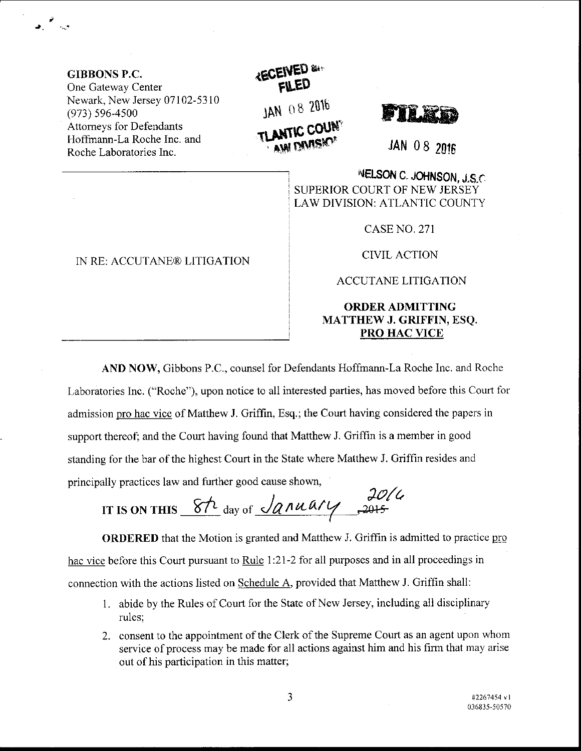**GIBBONS P.C.**
One Gateway Center
Newark, New Jersey 07102-5310
(973) 596-4500
Attorneys for Defendants
Hoffmann-La Roche Inc. and
Roche Laboratories Inc.

RECEIVED & FILED
JAN 08 2016
ATLANTIC COUNTY LAW DIVISION

FILED
JAN 08 2016
NELSON C. JOHNSON, J.S.C.

IN RE: ACCUTANE® LITIGATION

SUPERIOR COURT OF NEW JERSEY
LAW DIVISION: ATLANTIC COUNTY

CASE NO. 271

CIVIL ACTION

ACCUTANE LITIGATION

**ORDER ADMITTING MATTHEW J. GRIFFIN, ESQ. PRO HAC VICE**

**AND NOW,** Gibbons P.C., counsel for Defendants Hoffmann-La Roche Inc. and Roche Laboratories Inc. ("Roche"), upon notice to all interested parties, has moved before this Court for admission pro hac vice of Matthew J. Griffin, Esq.; the Court having considered the papers in support thereof; and the Court having found that Matthew J. Griffin is a member in good standing for the bar of the highest Court in the State where Matthew J. Griffin resides and principally practices law and further good cause shown,

**IT IS ON THIS** 8th day of January ~~2015~~ 2016

**ORDERED** that the Motion is granted and Matthew J. Griffin is admitted to practice pro hac vice before this Court pursuant to Rule 1:21-2 for all purposes and in all proceedings in connection with the actions listed on Schedule A, provided that Matthew J. Griffin shall:

1. abide by the Rules of Court for the State of New Jersey, including all disciplinary rules;
2. consent to the appointment of the Clerk of the Supreme Court as an agent upon whom service of process may be made for all actions against him and his firm that may arise out of his participation in this matter;

#2267454 v1
036835-50570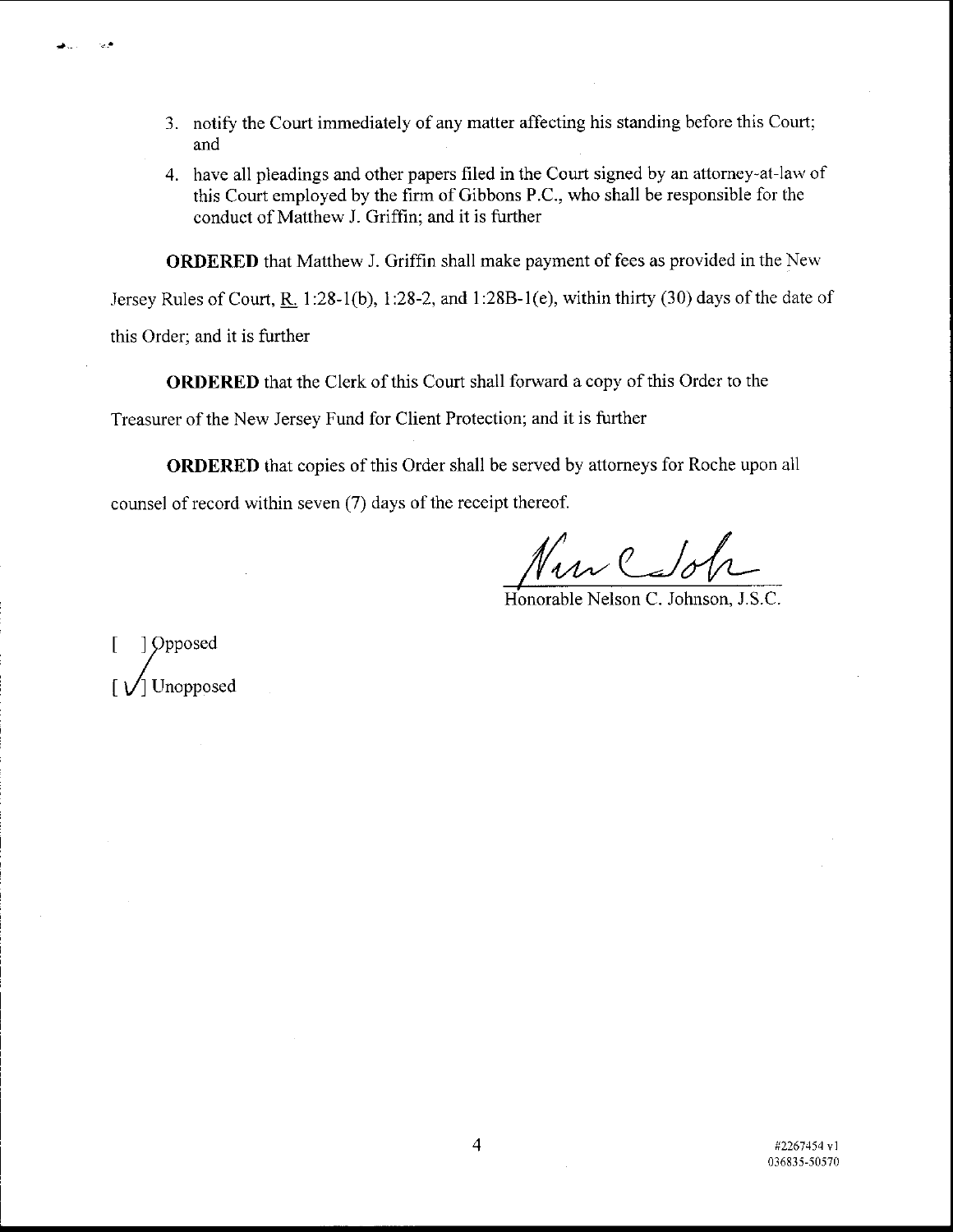3. notify the Court immediately of any matter affecting his standing before this Court; and
4. have all pleadings and other papers filed in the Court signed by an attorney-at-law of this Court employed by the firm of Gibbons P.C., who shall be responsible for the conduct of Matthew J. Griffin; and it is further

**ORDERED** that Matthew J. Griffin shall make payment of fees as provided in the New Jersey Rules of Court, R. 1:28-1(b), 1:28-2, and 1:28B-1(e), within thirty (30) days of the date of this Order; and it is further

**ORDERED** that the Clerk of this Court shall forward a copy of this Order to the Treasurer of the New Jersey Fund for Client Protection; and it is further

**ORDERED** that copies of this Order shall be served by attorneys for Roche upon all counsel of record within seven (7) days of the receipt thereof.

Honorable Nelson C. Johnson, J.S.C.

[ ] Opposed
[ ✓ ] Unopposed

#2267454 v1
036835-50570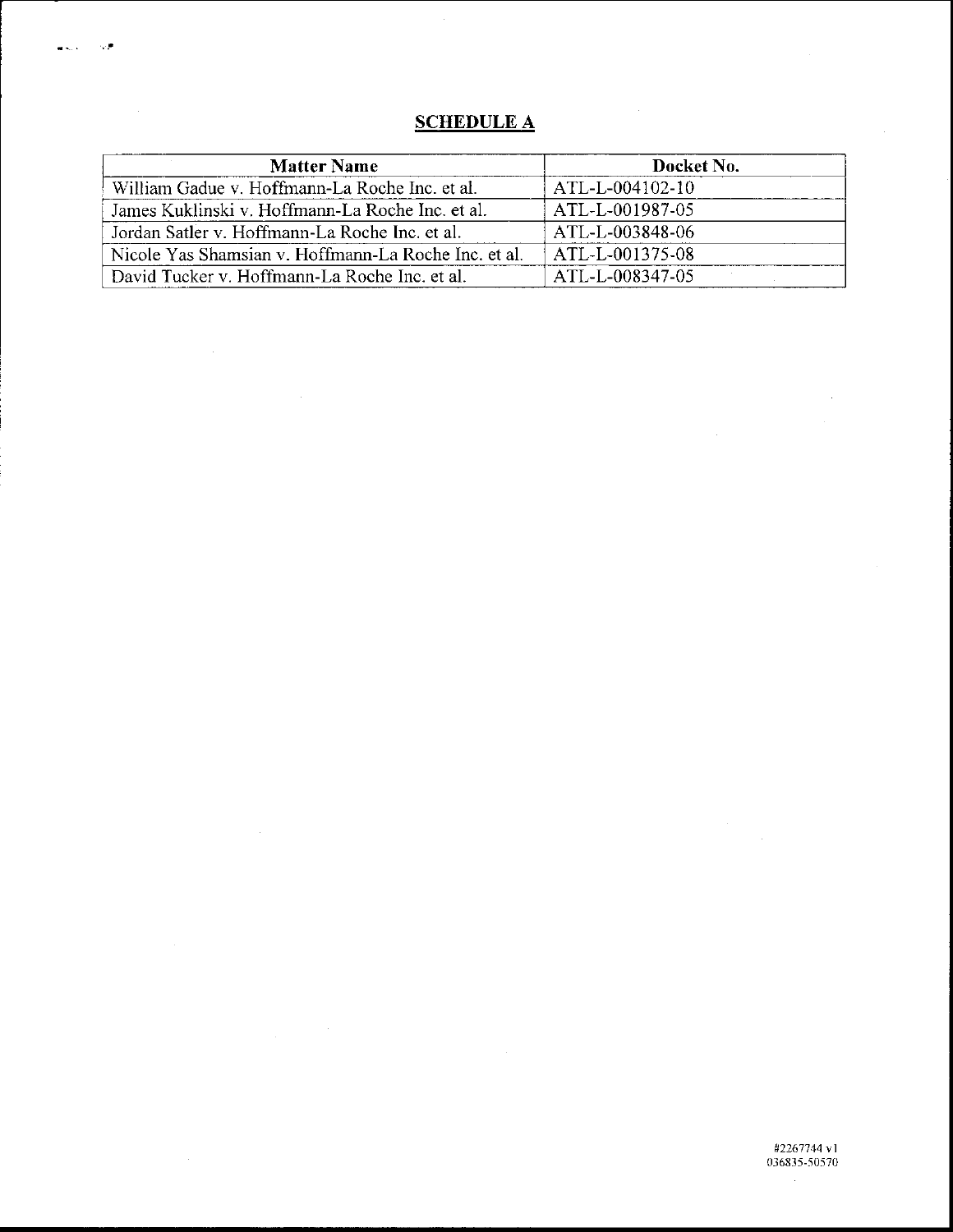# SCHEDULE A

| Matter Name | Docket No. |
| --- | --- |
| William Gadue v. Hoffmann-La Roche Inc. et al. | ATL-L-004102-10 |
| James Kuklinski v. Hoffmann-La Roche Inc. et al. | ATL-L-001987-05 |
| Jordan Satler v. Hoffmann-La Roche Inc. et al. | ATL-L-003848-06 |
| Nicole Yas Shamsian v. Hoffmann-La Roche Inc. et al. | ATL-L-001375-08 |
| David Tucker v. Hoffmann-La Roche Inc. et al. | ATL-L-008347-05 |

#2267744 v1
036835-50570